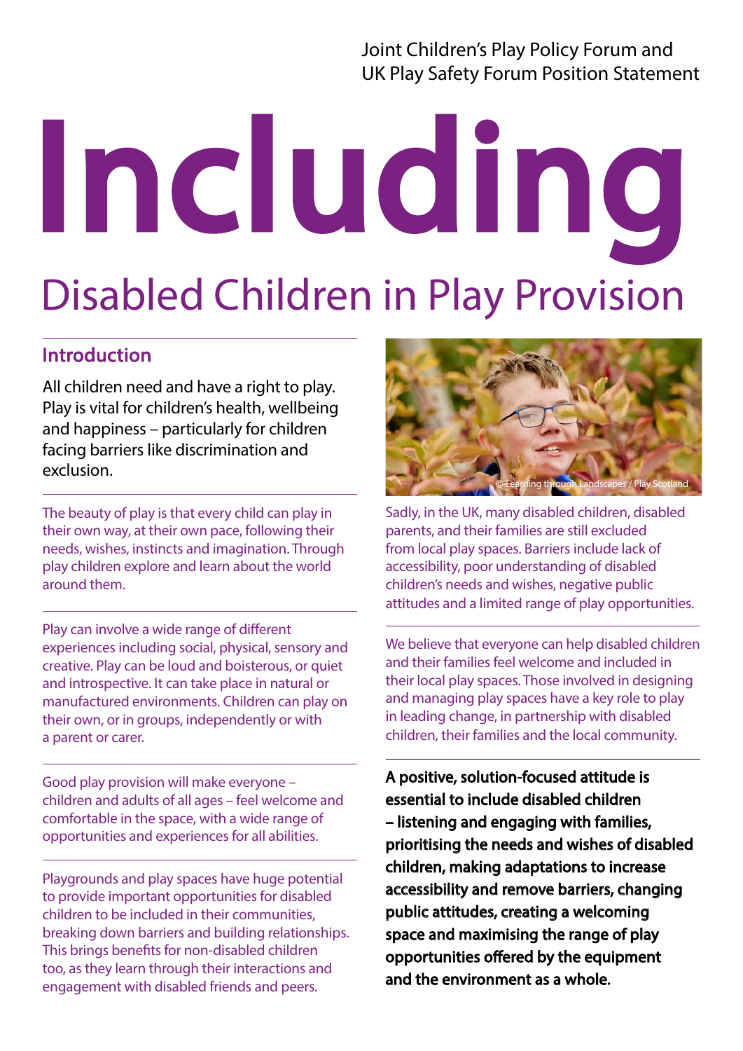Joint Children's Play Policy Forum and UK Play Safety Forum Position Statement

# Including

## Disabled Children in Play Provision

### Introduction

All children need and have a right to play. Play is vital for children's health, wellbeing and happiness – particularly for children facing barriers like discrimination and exclusion.

The beauty of play is that every child can play in their own way, at their own pace, following their needs, wishes, instincts and imagination. Through play children explore and learn about the world around them.

Play can involve a wide range of different experiences including social, physical, sensory and creative. Play can be loud and boisterous, or quiet and introspective. It can take place in natural or manufactured environments. Children can play on their own, or in groups, independently or with a parent or carer.

Good play provision will make everyone – children and adults of all ages – feel welcome and comfortable in the space, with a wide range of opportunities and experiences for all abilities.

Playgrounds and play spaces have huge potential to provide important opportunities for disabled children to be included in their communities, breaking down barriers and building relationships. This brings benefits for non-disabled children too, as they learn through their interactions and engagement with disabled friends and peers.

© Learning through Landscapes / Play Scotland

Sadly, in the UK, many disabled children, disabled parents, and their families are still excluded from local play spaces. Barriers include lack of accessibility, poor understanding of disabled children's needs and wishes, negative public attitudes and a limited range of play opportunities.

We believe that everyone can help disabled children and their families feel welcome and included in their local play spaces. Those involved in designing and managing play spaces have a key role to play in leading change, in partnership with disabled children, their families and the local community.

**A positive, solution-focused attitude is essential to include disabled children – listening and engaging with families, prioritising the needs and wishes of disabled children, making adaptations to increase accessibility and remove barriers, changing public attitudes, creating a welcoming space and maximising the range of play opportunities offered by the equipment and the environment as a whole.**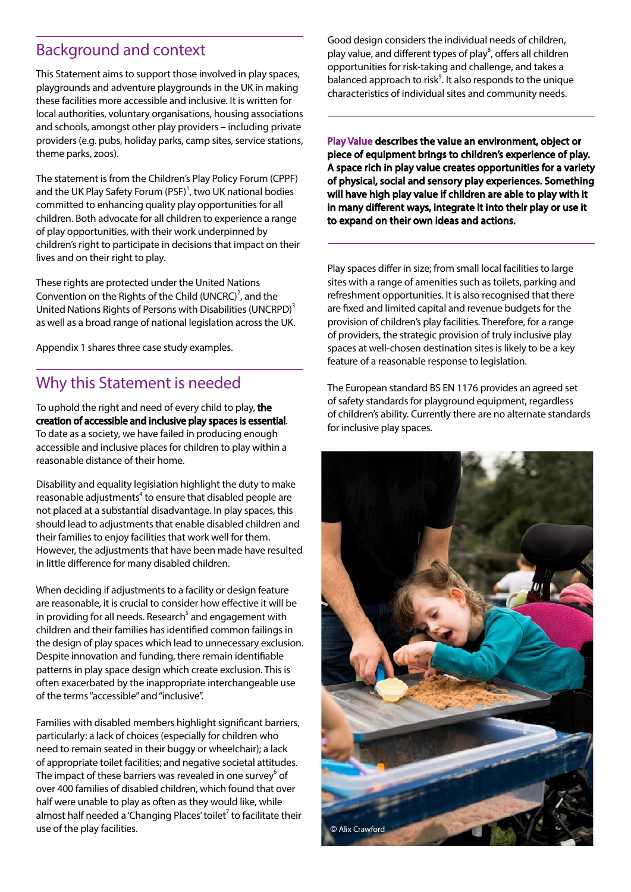## Background and context

This Statement aims to support those involved in play spaces, playgrounds and adventure playgrounds in the UK in making these facilities more accessible and inclusive. It is written for local authorities, voluntary organisations, housing associations and schools, amongst other play providers – including private providers (e.g. pubs, holiday parks, camp sites, service stations, theme parks, zoos).

The statement is from the Children's Play Policy Forum (CPPF) and the UK Play Safety Forum (PSF)[1], two UK national bodies committed to enhancing quality play opportunities for all children. Both advocate for all children to experience a range of play opportunities, with their work underpinned by children's right to participate in decisions that impact on their lives and on their right to play.

These rights are protected under the United Nations Convention on the Rights of the Child (UNCRC)[2], and the United Nations Rights of Persons with Disabilities (UNCRPD)[3] as well as a broad range of national legislation across the UK.

Appendix 1 shares three case study examples.

## Why this Statement is needed

To uphold the right and need of every child to play, **the creation of accessible and inclusive play spaces is essential**. To date as a society, we have failed in producing enough accessible and inclusive places for children to play within a reasonable distance of their home.

Disability and equality legislation highlight the duty to make reasonable adjustments[4] to ensure that disabled people are not placed at a substantial disadvantage. In play spaces, this should lead to adjustments that enable disabled children and their families to enjoy facilities that work well for them. However, the adjustments that have been made have resulted in little difference for many disabled children.

When deciding if adjustments to a facility or design feature are reasonable, it is crucial to consider how effective it will be in providing for all needs. Research[5] and engagement with children and their families has identified common failings in the design of play spaces which lead to unnecessary exclusion. Despite innovation and funding, there remain identifiable patterns in play space design which create exclusion. This is often exacerbated by the inappropriate interchangeable use of the terms "accessible" and "inclusive".

Families with disabled members highlight significant barriers, particularly: a lack of choices (especially for children who need to remain seated in their buggy or wheelchair); a lack of appropriate toilet facilities; and negative societal attitudes. The impact of these barriers was revealed in one survey[6] of over 400 families of disabled children, which found that over half were unable to play as often as they would like, while almost half needed a 'Changing Places' toilet[7] to facilitate their use of the play facilities.

Good design considers the individual needs of children, play value, and different types of play[8], offers all children opportunities for risk-taking and challenge, and takes a balanced approach to risk[9]. It also responds to the unique characteristics of individual sites and community needs.

**Play Value describes the value an environment, object or piece of equipment brings to children's experience of play. A space rich in play value creates opportunities for a variety of physical, social and sensory play experiences. Something will have high play value if children are able to play with it in many different ways, integrate it into their play or use it to expand on their own ideas and actions.**

Play spaces differ in size; from small local facilities to large sites with a range of amenities such as toilets, parking and refreshment opportunities. It is also recognised that there are fixed and limited capital and revenue budgets for the provision of children's play facilities. Therefore, for a range of providers, the strategic provision of truly inclusive play spaces at well-chosen destination sites is likely to be a key feature of a reasonable response to legislation.

The European standard BS EN 1176 provides an agreed set of safety standards for playground equipment, regardless of children's ability. Currently there are no alternate standards for inclusive play spaces.

© Alix Crawford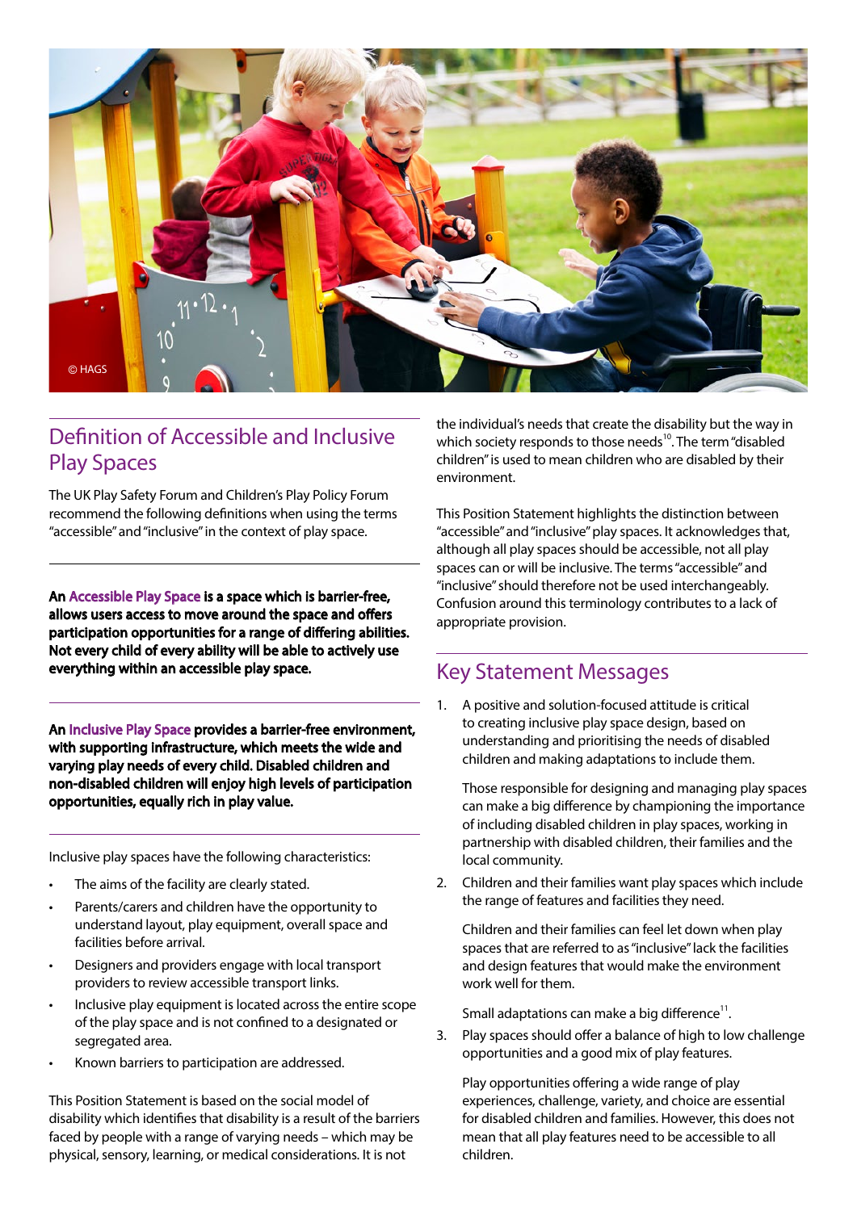## Definition of Accessible and Inclusive Play Spaces

The UK Play Safety Forum and Children's Play Policy Forum recommend the following definitions when using the terms "accessible" and "inclusive" in the context of play space.

**An Accessible Play Space is a space which is barrier-free, allows users access to move around the space and offers participation opportunities for a range of differing abilities. Not every child of every ability will be able to actively use everything within an accessible play space.**

**An Inclusive Play Space provides a barrier-free environment, with supporting infrastructure, which meets the wide and varying play needs of every child. Disabled children and non-disabled children will enjoy high levels of participation opportunities, equally rich in play value.**

Inclusive play spaces have the following characteristics:

- The aims of the facility are clearly stated.
- Parents/carers and children have the opportunity to understand layout, play equipment, overall space and facilities before arrival.
- Designers and providers engage with local transport providers to review accessible transport links.
- Inclusive play equipment is located across the entire scope of the play space and is not confined to a designated or segregated area.
- Known barriers to participation are addressed.

This Position Statement is based on the social model of disability which identifies that disability is a result of the barriers faced by people with a range of varying needs – which may be physical, sensory, learning, or medical considerations. It is not the individual's needs that create the disability but the way in which society responds to those needs[10]. The term "disabled children" is used to mean children who are disabled by their environment.

This Position Statement highlights the distinction between "accessible" and "inclusive" play spaces. It acknowledges that, although all play spaces should be accessible, not all play spaces can or will be inclusive. The terms "accessible" and "inclusive" should therefore not be used interchangeably. Confusion around this terminology contributes to a lack of appropriate provision.

## Key Statement Messages

1. A positive and solution-focused attitude is critical to creating inclusive play space design, based on understanding and prioritising the needs of disabled children and making adaptations to include them.

   Those responsible for designing and managing play spaces can make a big difference by championing the importance of including disabled children in play spaces, working in partnership with disabled children, their families and the local community.

2. Children and their families want play spaces which include the range of features and facilities they need.

   Children and their families can feel let down when play spaces that are referred to as "inclusive" lack the facilities and design features that would make the environment work well for them.

   Small adaptations can make a big difference[11].

3. Play spaces should offer a balance of high to low challenge opportunities and a good mix of play features.

   Play opportunities offering a wide range of play experiences, challenge, variety, and choice are essential for disabled children and families. However, this does not mean that all play features need to be accessible to all children.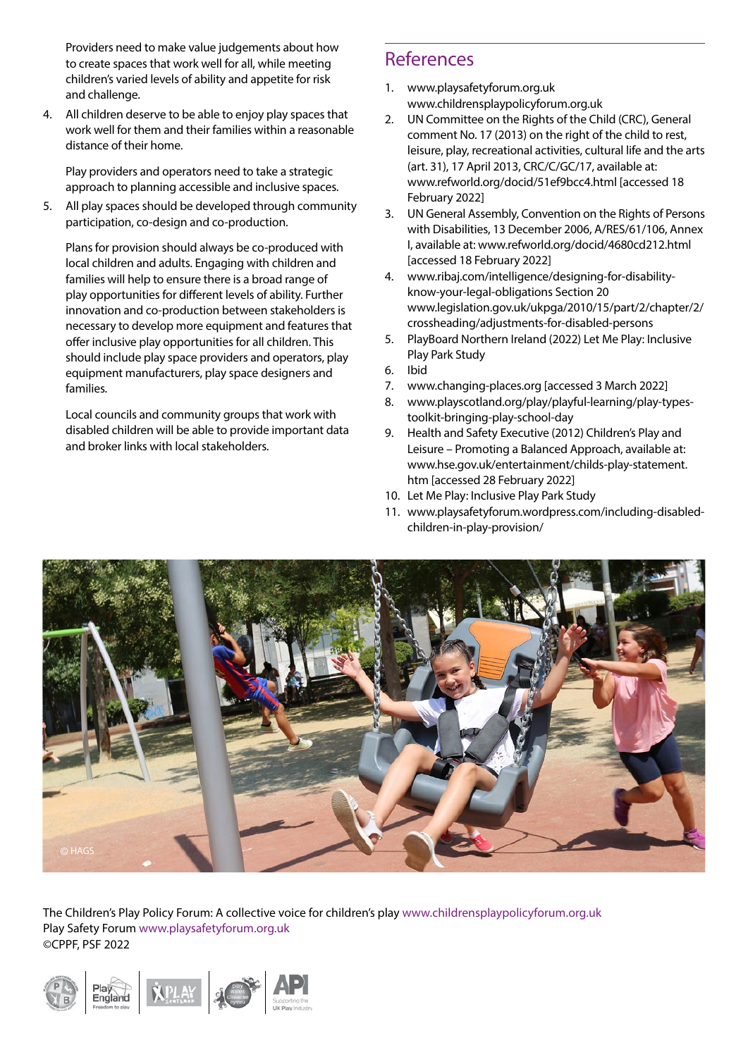Providers need to make value judgements about how to create spaces that work well for all, while meeting children's varied levels of ability and appetite for risk and challenge.

4. All children deserve to be able to enjoy play spaces that work well for them and their families within a reasonable distance of their home.

   Play providers and operators need to take a strategic approach to planning accessible and inclusive spaces.

5. All play spaces should be developed through community participation, co-design and co-production.

   Plans for provision should always be co-produced with local children and adults. Engaging with children and families will help to ensure there is a broad range of play opportunities for different levels of ability. Further innovation and co-production between stakeholders is necessary to develop more equipment and features that offer inclusive play opportunities for all children. This should include play space providers and operators, play equipment manufacturers, play space designers and families.

   Local councils and community groups that work with disabled children will be able to provide important data and broker links with local stakeholders.

## References

1. www.playsafetyforum.org.uk www.childrensplaypolicyforum.org.uk
2. UN Committee on the Rights of the Child (CRC), General comment No. 17 (2013) on the right of the child to rest, leisure, play, recreational activities, cultural life and the arts (art. 31), 17 April 2013, CRC/C/GC/17, available at: www.refworld.org/docid/51ef9bcc4.html [accessed 18 February 2022]
3. UN General Assembly, Convention on the Rights of Persons with Disabilities, 13 December 2006, A/RES/61/106, Annex I, available at: www.refworld.org/docid/4680cd212.html [accessed 18 February 2022]
4. www.ribaj.com/intelligence/designing-for-disability-know-your-legal-obligations Section 20 www.legislation.gov.uk/ukpga/2010/15/part/2/chapter/2/crossheading/adjustments-for-disabled-persons
5. PlayBoard Northern Ireland (2022) Let Me Play: Inclusive Play Park Study
6. Ibid
7. www.changing-places.org [accessed 3 March 2022]
8. www.playscotland.org/play/playful-learning/play-types-toolkit-bringing-play-school-day
9. Health and Safety Executive (2012) Children's Play and Leisure – Promoting a Balanced Approach, available at: www.hse.gov.uk/entertainment/childs-play-statement.htm [accessed 28 February 2022]
10. Let Me Play: Inclusive Play Park Study
11. www.playsafetyforum.wordpress.com/including-disabled-children-in-play-provision/

© HAGS

The Children's Play Policy Forum: A collective voice for children's play www.childrensplaypolicyforum.org.uk
Play Safety Forum www.playsafetyforum.org.uk
©CPPF, PSF 2022